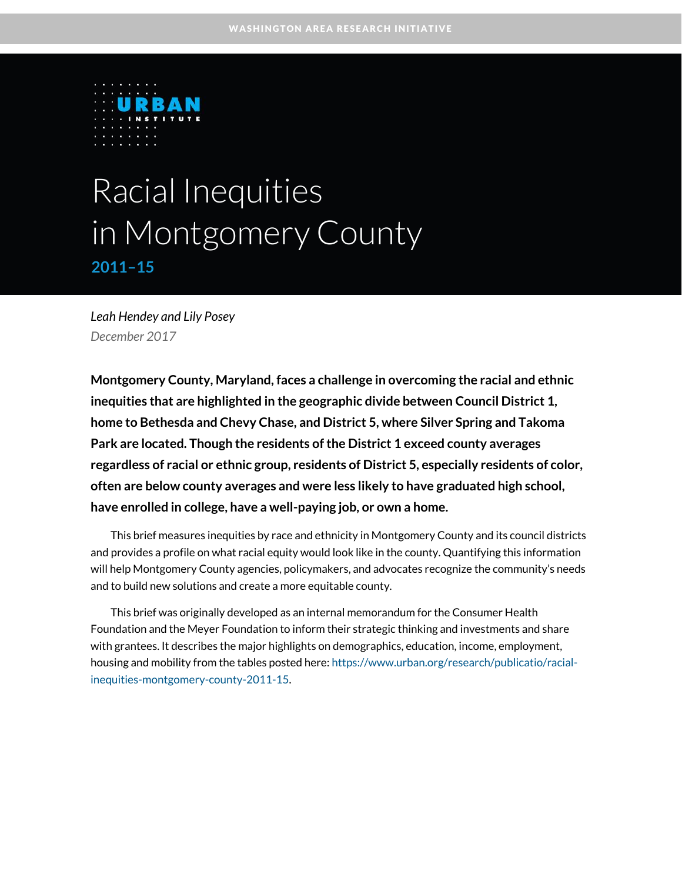WASHINGTON AREA RESEARCH INITIATIVE

URBAN INSTITUTE

# Racial Inequities in Montgomery County

## 2011–15

*Leah Hendey and Lily Posey*

*December 2017*

**Montgomery County, Maryland, faces a challenge in overcoming the racial and ethnic inequities that are highlighted in the geographic divide between Council District 1, home to Bethesda and Chevy Chase, and District 5, where Silver Spring and Takoma Park are located. Though the residents of the District 1 exceed county averages regardless of racial or ethnic group, residents of District 5, especially residents of color, often are below county averages and were less likely to have graduated high school, have enrolled in college, have a well-paying job, or own a home.**

This brief measures inequities by race and ethnicity in Montgomery County and its council districts and provides a profile on what racial equity would look like in the county. Quantifying this information will help Montgomery County agencies, policymakers, and advocates recognize the community's needs and to build new solutions and create a more equitable county.

This brief was originally developed as an internal memorandum for the Consumer Health Foundation and the Meyer Foundation to inform their strategic thinking and investments and share with grantees. It describes the major highlights on demographics, education, income, employment, housing and mobility from the tables posted here: https://www.urban.org/research/publicatio/racial-inequities-montgomery-county-2011-15.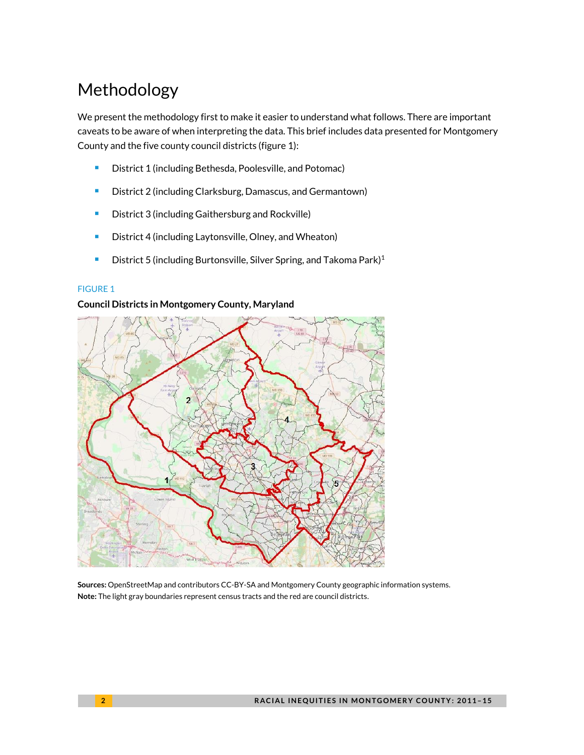# Methodology

We present the methodology first to make it easier to understand what follows. There are important caveats to be aware of when interpreting the data. This brief includes data presented for Montgomery County and the five county council districts (figure 1):

- District 1 (including Bethesda, Poolesville, and Potomac)
- District 2 (including Clarksburg, Damascus, and Germantown)
- District 3 (including Gaithersburg and Rockville)
- District 4 (including Laytonsville, Olney, and Wheaton)
- District 5 (including Burtonsville, Silver Spring, and Takoma Park)[1]

FIGURE 1

**Council Districts in Montgomery County, Maryland**

**Sources:** OpenStreetMap and contributors CC-BY-SA and Montgomery County geographic information systems.
**Note:** The light gray boundaries represent census tracts and the red are council districts.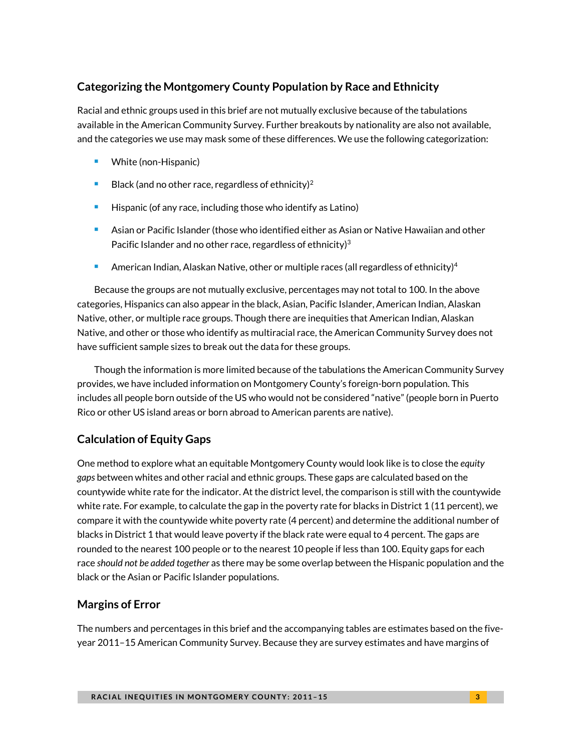## Categorizing the Montgomery County Population by Race and Ethnicity

Racial and ethnic groups used in this brief are not mutually exclusive because of the tabulations available in the American Community Survey. Further breakouts by nationality are also not available, and the categories we use may mask some of these differences. We use the following categorization:

- White (non-Hispanic)
- Black (and no other race, regardless of ethnicity)[2]
- Hispanic (of any race, including those who identify as Latino)
- Asian or Pacific Islander (those who identified either as Asian or Native Hawaiian and other Pacific Islander and no other race, regardless of ethnicity)[3]
- American Indian, Alaskan Native, other or multiple races (all regardless of ethnicity)[4]

Because the groups are not mutually exclusive, percentages may not total to 100. In the above categories, Hispanics can also appear in the black, Asian, Pacific Islander, American Indian, Alaskan Native, other, or multiple race groups. Though there are inequities that American Indian, Alaskan Native, and other or those who identify as multiracial race, the American Community Survey does not have sufficient sample sizes to break out the data for these groups.

Though the information is more limited because of the tabulations the American Community Survey provides, we have included information on Montgomery County's foreign-born population. This includes all people born outside of the US who would not be considered "native" (people born in Puerto Rico or other US island areas or born abroad to American parents are native).

## Calculation of Equity Gaps

One method to explore what an equitable Montgomery County would look like is to close the *equity gaps* between whites and other racial and ethnic groups. These gaps are calculated based on the countywide white rate for the indicator. At the district level, the comparison is still with the countywide white rate. For example, to calculate the gap in the poverty rate for blacks in District 1 (11 percent), we compare it with the countywide white poverty rate (4 percent) and determine the additional number of blacks in District 1 that would leave poverty if the black rate were equal to 4 percent. The gaps are rounded to the nearest 100 people or to the nearest 10 people if less than 100. Equity gaps for each race *should not be added together* as there may be some overlap between the Hispanic population and the black or the Asian or Pacific Islander populations.

## Margins of Error

The numbers and percentages in this brief and the accompanying tables are estimates based on the five-year 2011–15 American Community Survey. Because they are survey estimates and have margins of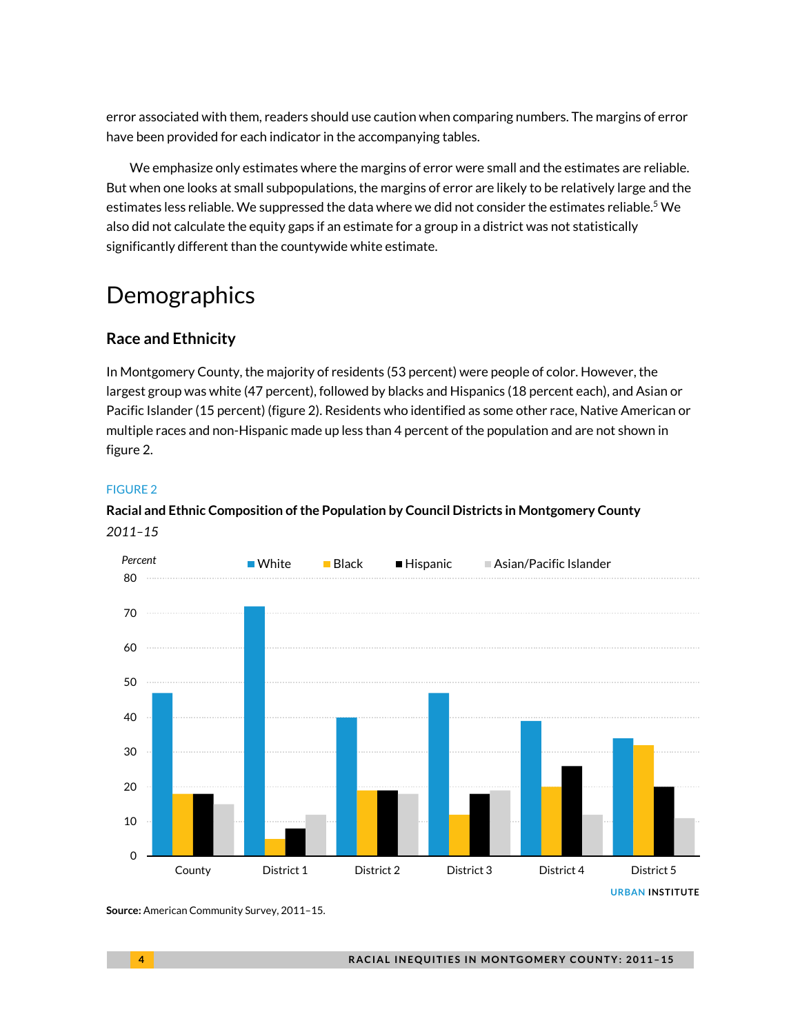error associated with them, readers should use caution when comparing numbers. The margins of error have been provided for each indicator in the accompanying tables.

We emphasize only estimates where the margins of error were small and the estimates are reliable. But when one looks at small subpopulations, the margins of error are likely to be relatively large and the estimates less reliable. We suppressed the data where we did not consider the estimates reliable.[5] We also did not calculate the equity gaps if an estimate for a group in a district was not statistically significantly different than the countywide white estimate.

# Demographics

## Race and Ethnicity

In Montgomery County, the majority of residents (53 percent) were people of color. However, the largest group was white (47 percent), followed by blacks and Hispanics (18 percent each), and Asian or Pacific Islander (15 percent) (figure 2). Residents who identified as some other race, Native American or multiple races and non-Hispanic made up less than 4 percent of the population and are not shown in figure 2.

FIGURE 2

**Racial and Ethnic Composition of the Population by Council Districts in Montgomery County**

*2011–15*

Percent

| | White | Black | Hispanic | Asian/Pacific Islander |
|---|---|---|---|---|
| County | 47 | 18 | 18 | 15 |
| District 1 | 72 | 5 | 8 | 12 |
| District 2 | 40 | 19 | 19 | 18 |
| District 3 | 47 | 12 | 18 | 19 |
| District 4 | 39 | 20 | 26 | 12 |
| District 5 | 34 | 32 | 20 | 11 |

URBAN INSTITUTE

**Source:** American Community Survey, 2011–15.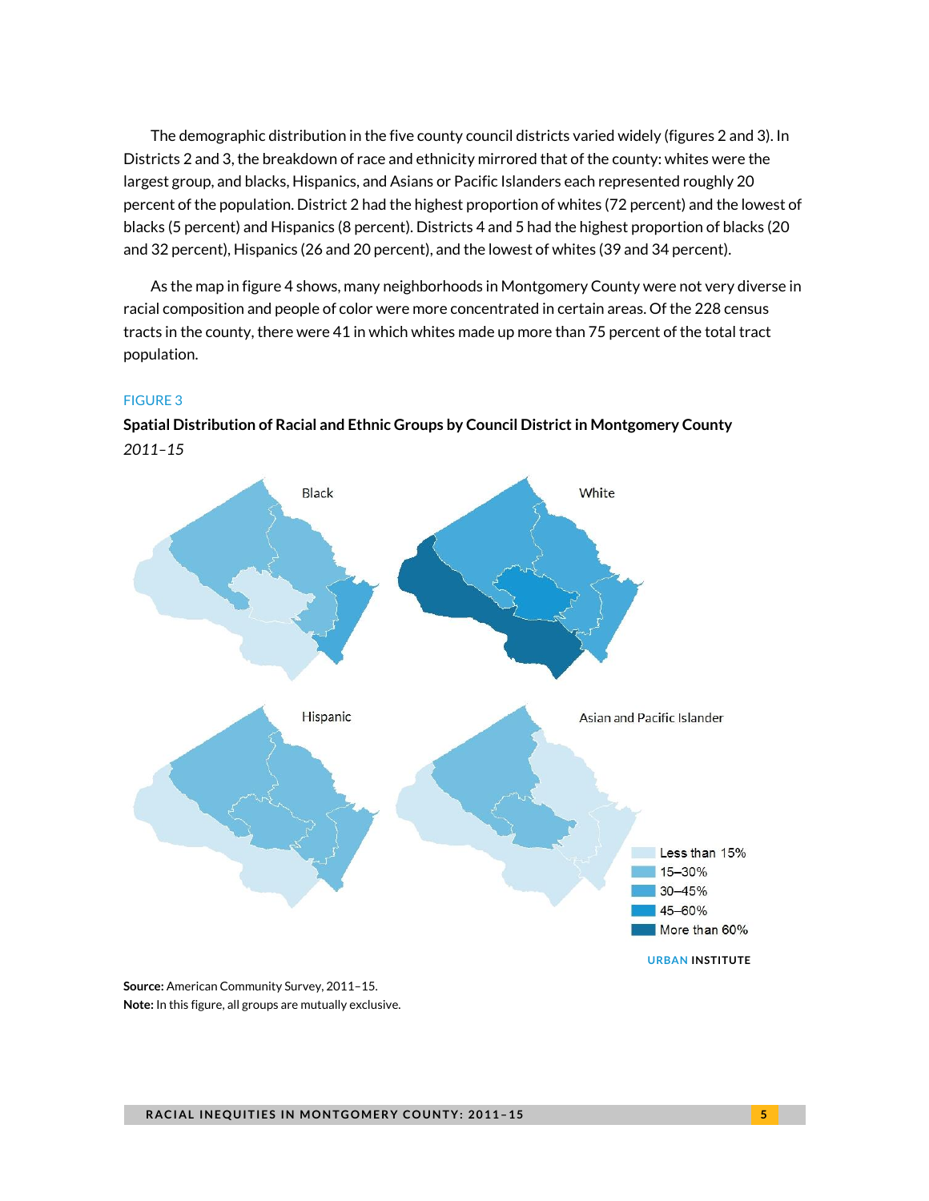The demographic distribution in the five county council districts varied widely (figures 2 and 3). In Districts 2 and 3, the breakdown of race and ethnicity mirrored that of the county: whites were the largest group, and blacks, Hispanics, and Asians or Pacific Islanders each represented roughly 20 percent of the population. District 2 had the highest proportion of whites (72 percent) and the lowest of blacks (5 percent) and Hispanics (8 percent). Districts 4 and 5 had the highest proportion of blacks (20 and 32 percent), Hispanics (26 and 20 percent), and the lowest of whites (39 and 34 percent).

As the map in figure 4 shows, many neighborhoods in Montgomery County were not very diverse in racial composition and people of color were more concentrated in certain areas. Of the 228 census tracts in the county, there were 41 in which whites made up more than 75 percent of the total tract population.

FIGURE 3

**Spatial Distribution of Racial and Ethnic Groups by Council District in Montgomery County**

*2011–15*

Black

White

Hispanic

Asian and Pacific Islander

Less than 15%
15–30%
30–45%
45–60%
More than 60%

URBAN INSTITUTE

**Source:** American Community Survey, 2011–15.
**Note:** In this figure, all groups are mutually exclusive.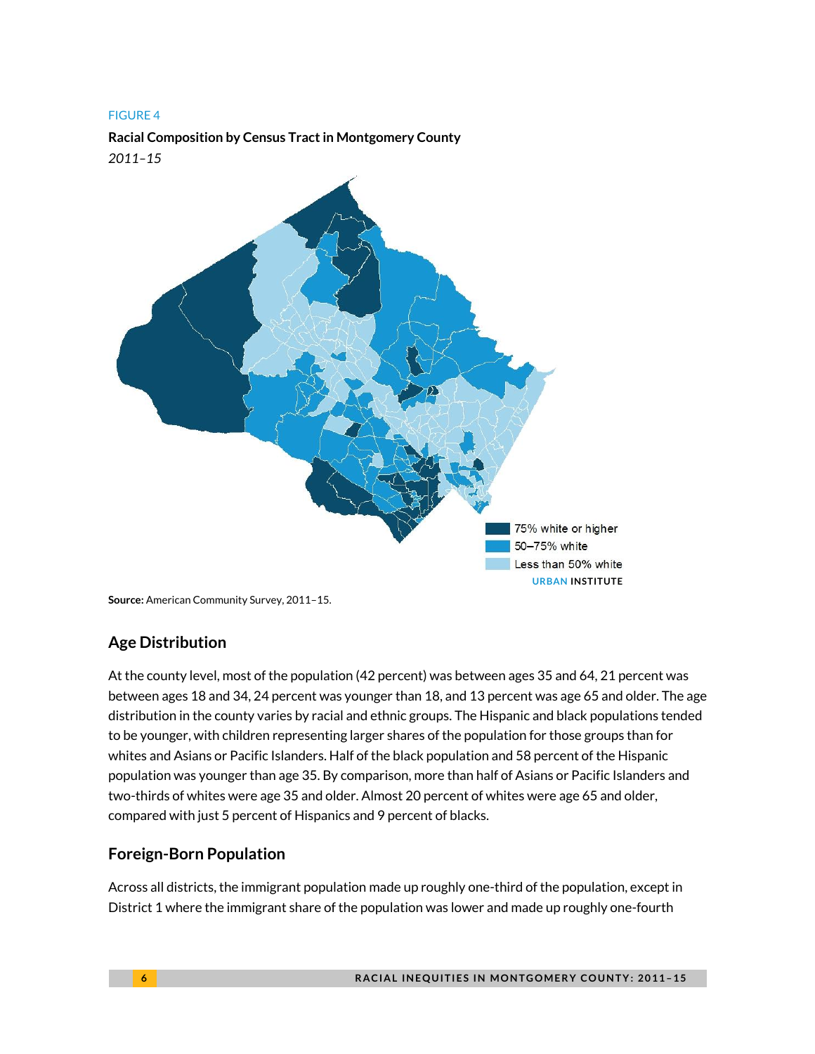FIGURE 4

**Racial Composition by Census Tract in Montgomery County**

*2011–15*

- 75% white or higher
- 50–75% white
- Less than 50% white

URBAN INSTITUTE

**Source:** American Community Survey, 2011–15.

## Age Distribution

At the county level, most of the population (42 percent) was between ages 35 and 64, 21 percent was between ages 18 and 34, 24 percent was younger than 18, and 13 percent was age 65 and older. The age distribution in the county varies by racial and ethnic groups. The Hispanic and black populations tended to be younger, with children representing larger shares of the population for those groups than for whites and Asians or Pacific Islanders. Half of the black population and 58 percent of the Hispanic population was younger than age 35. By comparison, more than half of Asians or Pacific Islanders and two-thirds of whites were age 35 and older. Almost 20 percent of whites were age 65 and older, compared with just 5 percent of Hispanics and 9 percent of blacks.

## Foreign-Born Population

Across all districts, the immigrant population made up roughly one-third of the population, except in District 1 where the immigrant share of the population was lower and made up roughly one-fourth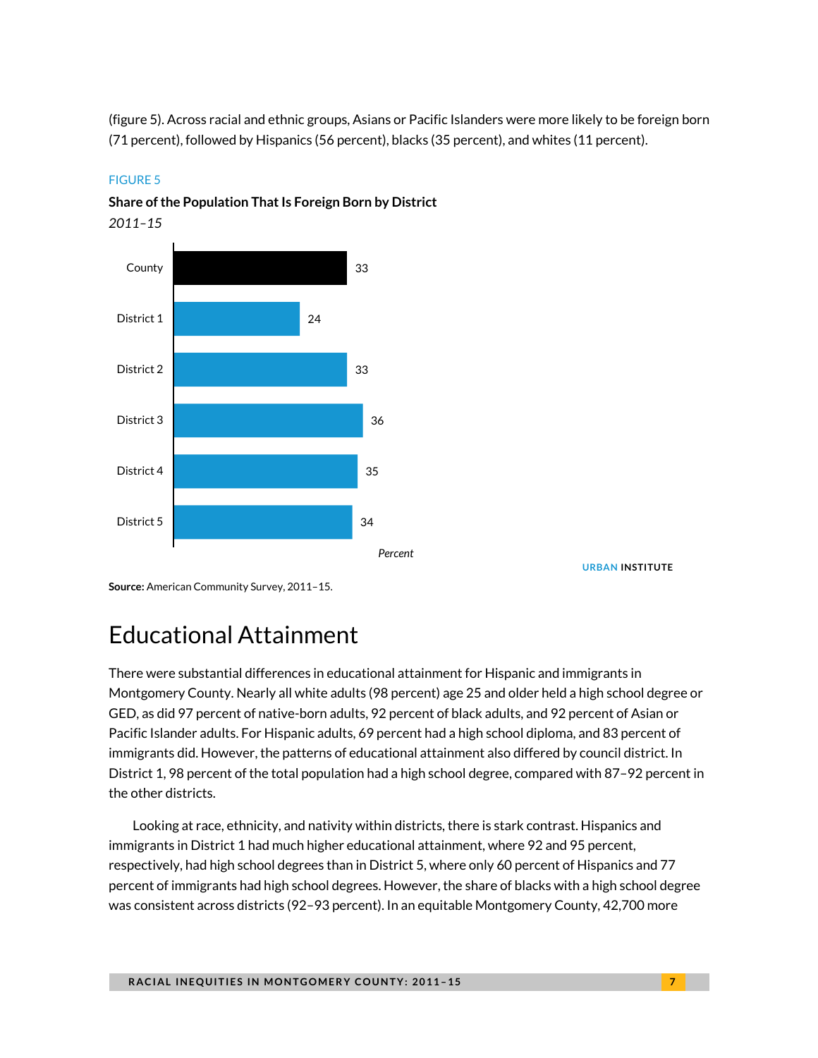(figure 5). Across racial and ethnic groups, Asians or Pacific Islanders were more likely to be foreign born (71 percent), followed by Hispanics (56 percent), blacks (35 percent), and whites (11 percent).

FIGURE 5

**Share of the Population That Is Foreign Born by District**

*2011–15*

| | Percent |
|---|---|
| County | 33 |
| District 1 | 24 |
| District 2 | 33 |
| District 3 | 36 |
| District 4 | 35 |
| District 5 | 34 |

URBAN INSTITUTE

**Source:** American Community Survey, 2011–15.

# Educational Attainment

There were substantial differences in educational attainment for Hispanic and immigrants in Montgomery County. Nearly all white adults (98 percent) age 25 and older held a high school degree or GED, as did 97 percent of native-born adults, 92 percent of black adults, and 92 percent of Asian or Pacific Islander adults. For Hispanic adults, 69 percent had a high school diploma, and 83 percent of immigrants did. However, the patterns of educational attainment also differed by council district. In District 1, 98 percent of the total population had a high school degree, compared with 87–92 percent in the other districts.

Looking at race, ethnicity, and nativity within districts, there is stark contrast. Hispanics and immigrants in District 1 had much higher educational attainment, where 92 and 95 percent, respectively, had high school degrees than in District 5, where only 60 percent of Hispanics and 77 percent of immigrants had high school degrees. However, the share of blacks with a high school degree was consistent across districts (92–93 percent). In an equitable Montgomery County, 42,700 more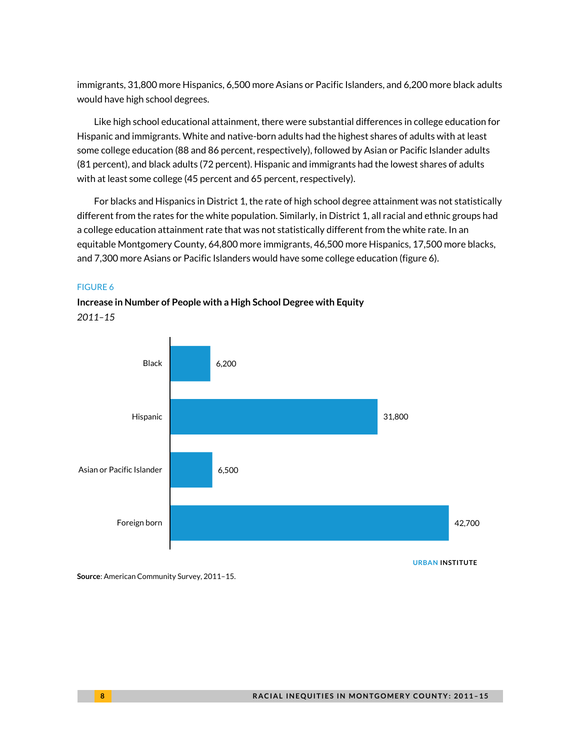immigrants, 31,800 more Hispanics, 6,500 more Asians or Pacific Islanders, and 6,200 more black adults would have high school degrees.

Like high school educational attainment, there were substantial differences in college education for Hispanic and immigrants. White and native-born adults had the highest shares of adults with at least some college education (88 and 86 percent, respectively), followed by Asian or Pacific Islander adults (81 percent), and black adults (72 percent). Hispanic and immigrants had the lowest shares of adults with at least some college (45 percent and 65 percent, respectively).

For blacks and Hispanics in District 1, the rate of high school degree attainment was not statistically different from the rates for the white population. Similarly, in District 1, all racial and ethnic groups had a college education attainment rate that was not statistically different from the white rate. In an equitable Montgomery County, 64,800 more immigrants, 46,500 more Hispanics, 17,500 more blacks, and 7,300 more Asians or Pacific Islanders would have some college education (figure 6).

FIGURE 6

**Increase in Number of People with a High School Degree with Equity**

*2011–15*

| Group | Increase |
| --- | --- |
| Black | 6,200 |
| Hispanic | 31,800 |
| Asian or Pacific Islander | 6,500 |
| Foreign born | 42,700 |

URBAN INSTITUTE

**Source**: American Community Survey, 2011–15.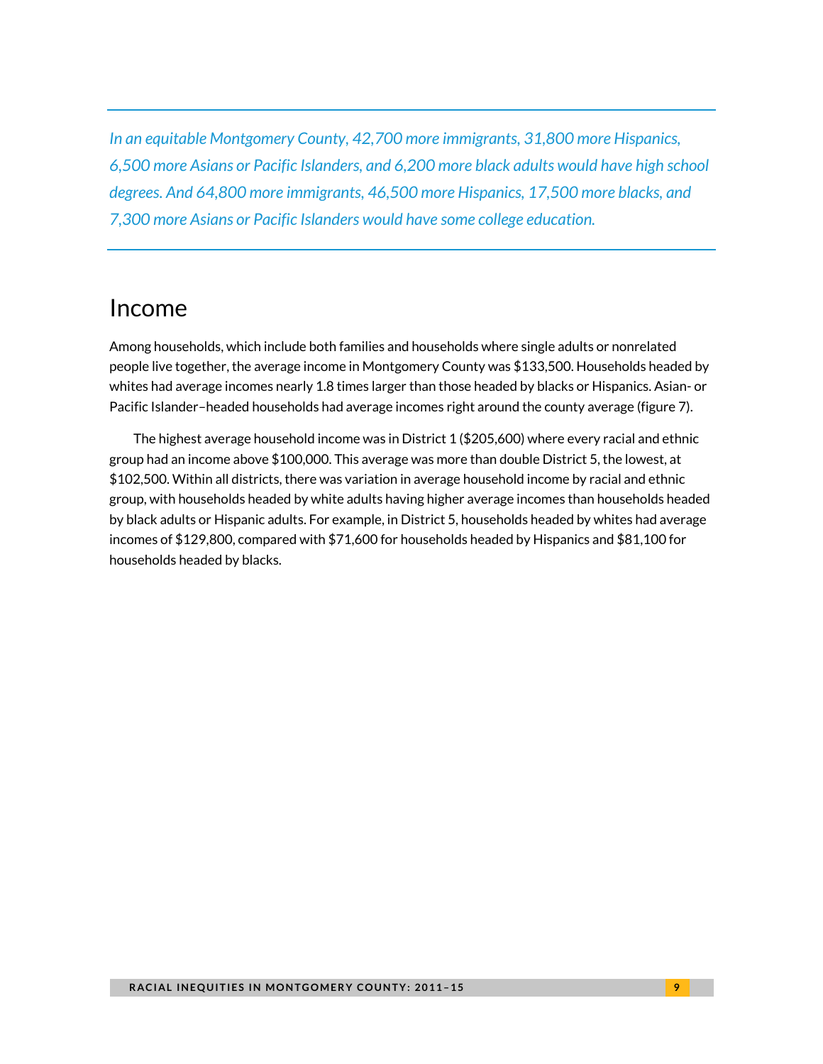*In an equitable Montgomery County, 42,700 more immigrants, 31,800 more Hispanics, 6,500 more Asians or Pacific Islanders, and 6,200 more black adults would have high school degrees. And 64,800 more immigrants, 46,500 more Hispanics, 17,500 more blacks, and 7,300 more Asians or Pacific Islanders would have some college education.*

## Income

Among households, which include both families and households where single adults or nonrelated people live together, the average income in Montgomery County was $133,500. Households headed by whites had average incomes nearly 1.8 times larger than those headed by blacks or Hispanics. Asian- or Pacific Islander–headed households had average incomes right around the county average (figure 7).

The highest average household income was in District 1 ($205,600) where every racial and ethnic group had an income above $100,000. This average was more than double District 5, the lowest, at $102,500. Within all districts, there was variation in average household income by racial and ethnic group, with households headed by white adults having higher average incomes than households headed by black adults or Hispanic adults. For example, in District 5, households headed by whites had average incomes of $129,800, compared with $71,600 for households headed by Hispanics and $81,100 for households headed by blacks.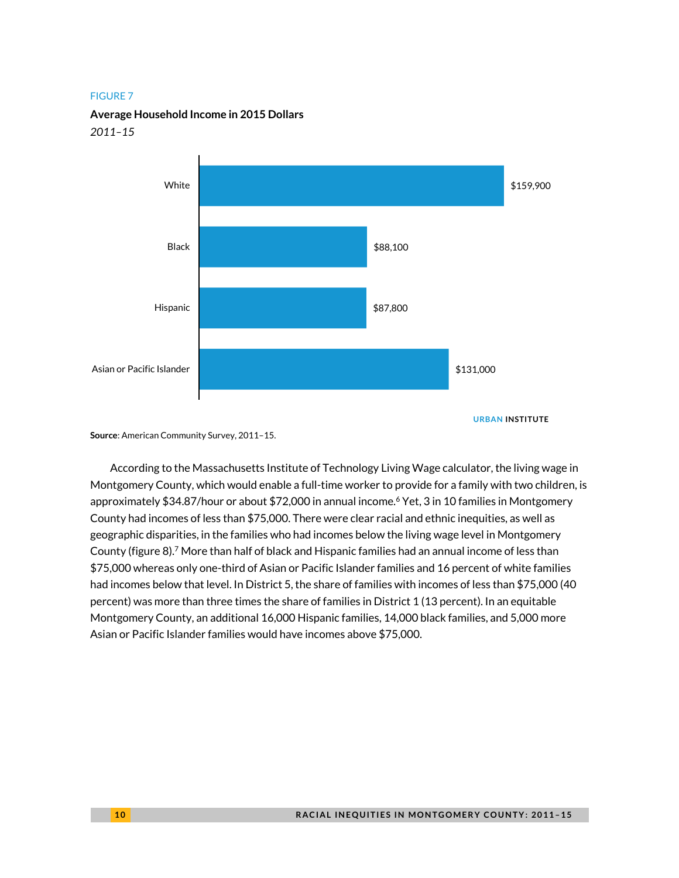FIGURE 7

**Average Household Income in 2015 Dollars**

*2011–15*

| | |
|---|---|
| White | $159,900 |
| Black | $88,100 |
| Hispanic | $87,800 |
| Asian or Pacific Islander | $131,000 |

URBAN INSTITUTE

**Source**: American Community Survey, 2011–15.

According to the Massachusetts Institute of Technology Living Wage calculator, the living wage in Montgomery County, which would enable a full-time worker to provide for a family with two children, is approximately $34.87/hour or about $72,000 in annual income.[6] Yet, 3 in 10 families in Montgomery County had incomes of less than $75,000. There were clear racial and ethnic inequities, as well as geographic disparities, in the families who had incomes below the living wage level in Montgomery County (figure 8).[7] More than half of black and Hispanic families had an annual income of less than $75,000 whereas only one-third of Asian or Pacific Islander families and 16 percent of white families had incomes below that level. In District 5, the share of families with incomes of less than $75,000 (40 percent) was more than three times the share of families in District 1 (13 percent). In an equitable Montgomery County, an additional 16,000 Hispanic families, 14,000 black families, and 5,000 more Asian or Pacific Islander families would have incomes above $75,000.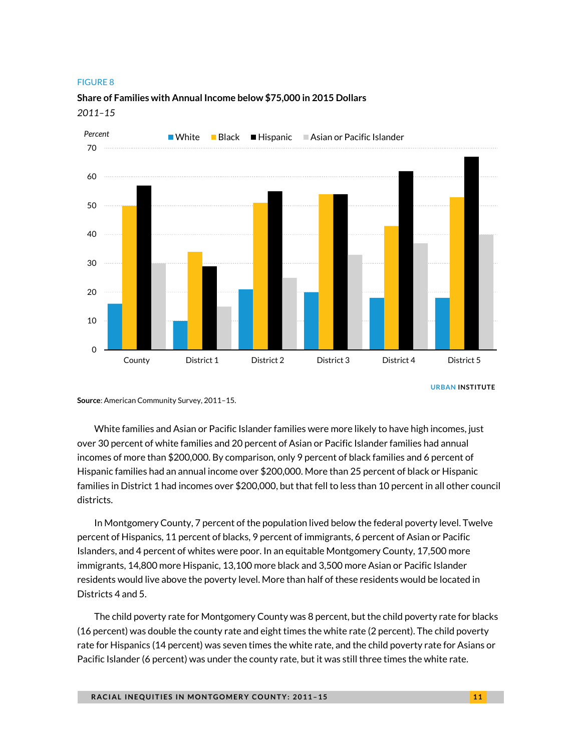FIGURE 8

**Share of Families with Annual Income below $75,000 in 2015 Dollars**

*2011–15*

| | White | Black | Hispanic | Asian or Pacific Islander |
|---|---|---|---|---|
| County | 16 | 50 | 57 | 30 |
| District 1 | 10 | 34 | 29 | 15 |
| District 2 | 21 | 51 | 55 | 25 |
| District 3 | 20 | 54 | 54 | 33 |
| District 4 | 18 | 43 | 62 | 37 |
| District 5 | 18 | 53 | 67 | 40 |

URBAN INSTITUTE

**Source**: American Community Survey, 2011–15.

White families and Asian or Pacific Islander families were more likely to have high incomes, just over 30 percent of white families and 20 percent of Asian or Pacific Islander families had annual incomes of more than $200,000. By comparison, only 9 percent of black families and 6 percent of Hispanic families had an annual income over $200,000. More than 25 percent of black or Hispanic families in District 1 had incomes over $200,000, but that fell to less than 10 percent in all other council districts.

In Montgomery County, 7 percent of the population lived below the federal poverty level. Twelve percent of Hispanics, 11 percent of blacks, 9 percent of immigrants, 6 percent of Asian or Pacific Islanders, and 4 percent of whites were poor. In an equitable Montgomery County, 17,500 more immigrants, 14,800 more Hispanic, 13,100 more black and 3,500 more Asian or Pacific Islander residents would live above the poverty level. More than half of these residents would be located in Districts 4 and 5.

The child poverty rate for Montgomery County was 8 percent, but the child poverty rate for blacks (16 percent) was double the county rate and eight times the white rate (2 percent). The child poverty rate for Hispanics (14 percent) was seven times the white rate, and the child poverty rate for Asians or Pacific Islander (6 percent) was under the county rate, but it was still three times the white rate.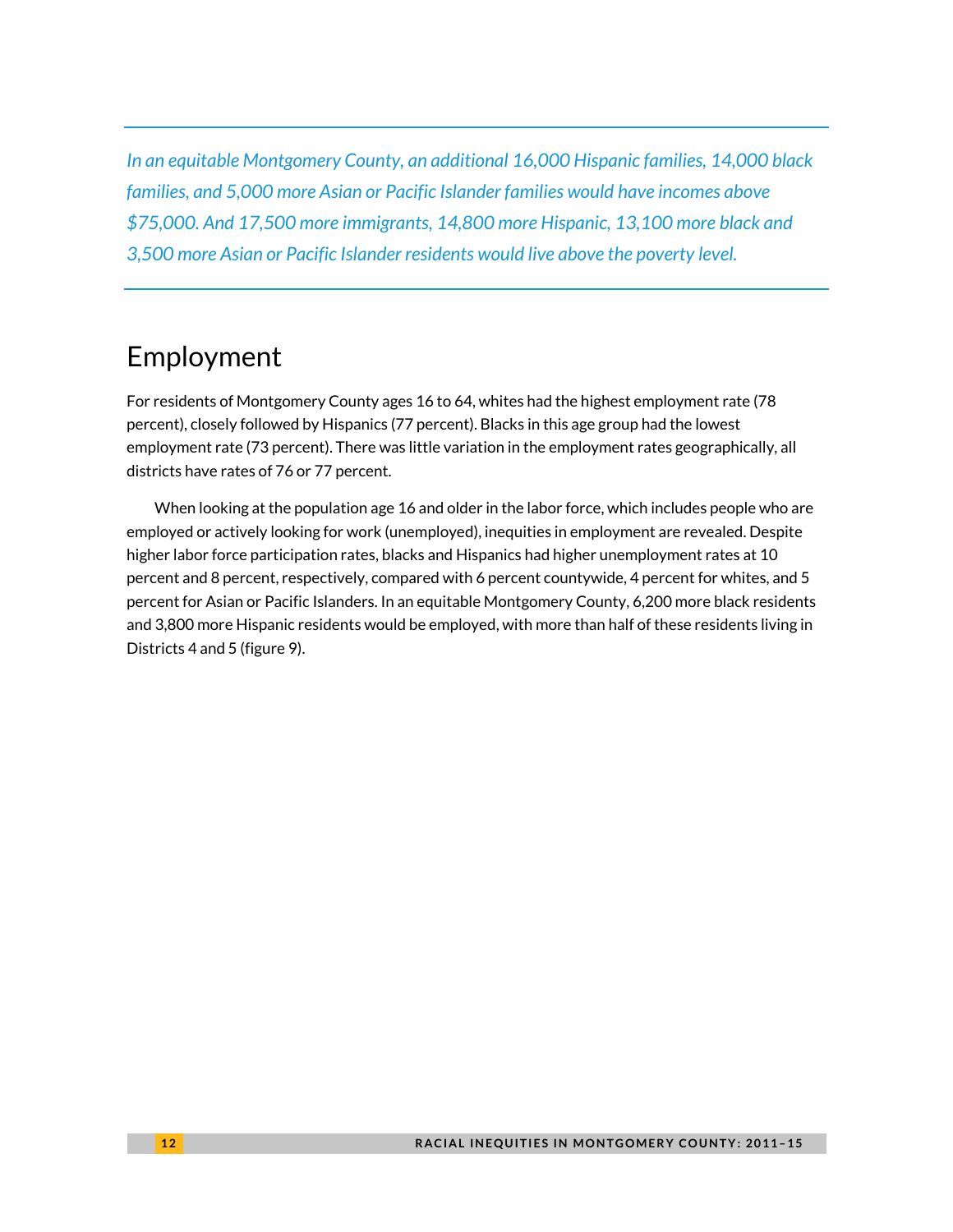*In an equitable Montgomery County, an additional 16,000 Hispanic families, 14,000 black families, and 5,000 more Asian or Pacific Islander families would have incomes above $75,000. And 17,500 more immigrants, 14,800 more Hispanic, 13,100 more black and 3,500 more Asian or Pacific Islander residents would live above the poverty level.*

## Employment

For residents of Montgomery County ages 16 to 64, whites had the highest employment rate (78 percent), closely followed by Hispanics (77 percent). Blacks in this age group had the lowest employment rate (73 percent). There was little variation in the employment rates geographically, all districts have rates of 76 or 77 percent.

When looking at the population age 16 and older in the labor force, which includes people who are employed or actively looking for work (unemployed), inequities in employment are revealed. Despite higher labor force participation rates, blacks and Hispanics had higher unemployment rates at 10 percent and 8 percent, respectively, compared with 6 percent countywide, 4 percent for whites, and 5 percent for Asian or Pacific Islanders. In an equitable Montgomery County, 6,200 more black residents and 3,800 more Hispanic residents would be employed, with more than half of these residents living in Districts 4 and 5 (figure 9).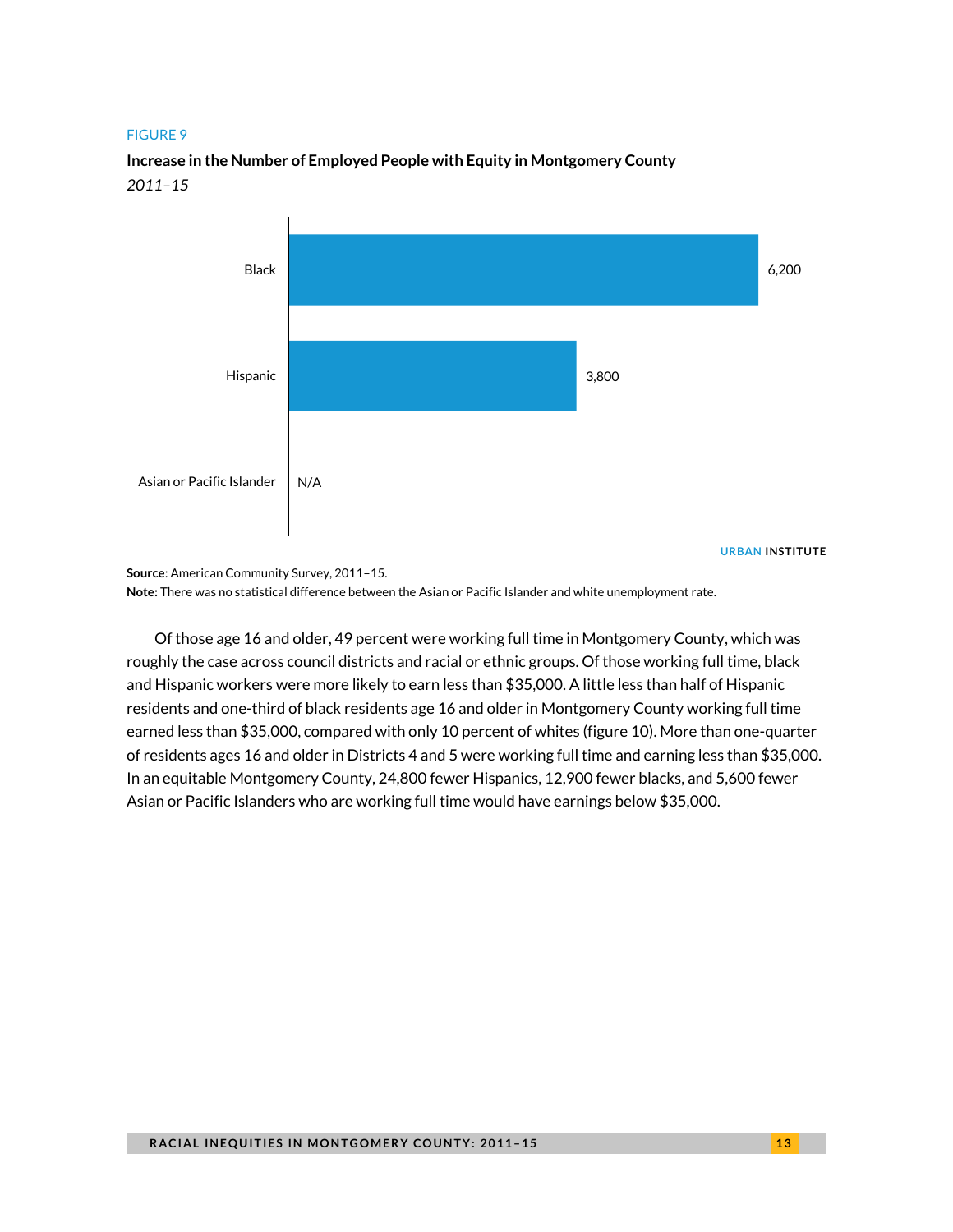FIGURE 9

**Increase in the Number of Employed People with Equity in Montgomery County**

*2011–15*

| Group | Increase |
| --- | --- |
| Black | 6,200 |
| Hispanic | 3,800 |
| Asian or Pacific Islander | N/A |

URBAN INSTITUTE

**Source**: American Community Survey, 2011–15.

**Note:** There was no statistical difference between the Asian or Pacific Islander and white unemployment rate.

Of those age 16 and older, 49 percent were working full time in Montgomery County, which was roughly the case across council districts and racial or ethnic groups. Of those working full time, black and Hispanic workers were more likely to earn less than $35,000. A little less than half of Hispanic residents and one-third of black residents age 16 and older in Montgomery County working full time earned less than $35,000, compared with only 10 percent of whites (figure 10). More than one-quarter of residents ages 16 and older in Districts 4 and 5 were working full time and earning less than $35,000. In an equitable Montgomery County, 24,800 fewer Hispanics, 12,900 fewer blacks, and 5,600 fewer Asian or Pacific Islanders who are working full time would have earnings below $35,000.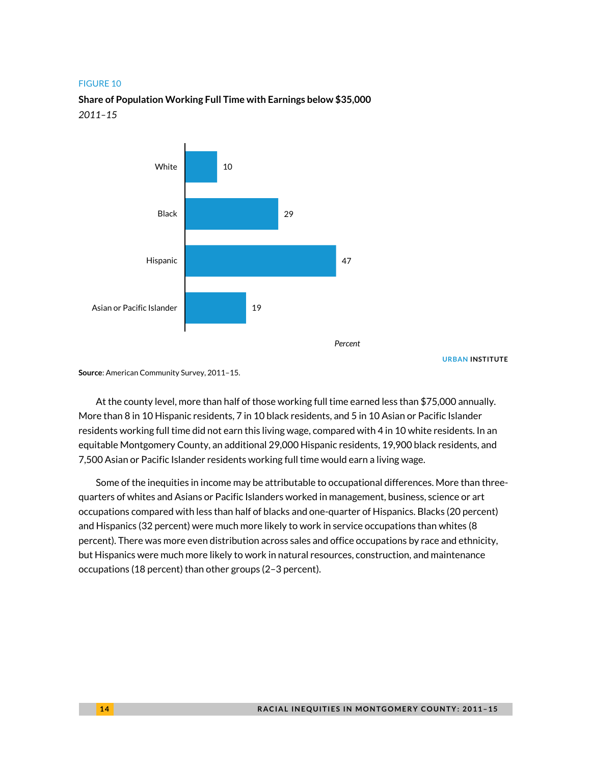FIGURE 10

**Share of Population Working Full Time with Earnings below $35,000**

*2011–15*

| | Percent |
|---|---|
| White | 10 |
| Black | 29 |
| Hispanic | 47 |
| Asian or Pacific Islander | 19 |

URBAN INSTITUTE

**Source**: American Community Survey, 2011–15.

At the county level, more than half of those working full time earned less than $75,000 annually. More than 8 in 10 Hispanic residents, 7 in 10 black residents, and 5 in 10 Asian or Pacific Islander residents working full time did not earn this living wage, compared with 4 in 10 white residents. In an equitable Montgomery County, an additional 29,000 Hispanic residents, 19,900 black residents, and 7,500 Asian or Pacific Islander residents working full time would earn a living wage.

Some of the inequities in income may be attributable to occupational differences. More than three-quarters of whites and Asians or Pacific Islanders worked in management, business, science or art occupations compared with less than half of blacks and one-quarter of Hispanics. Blacks (20 percent) and Hispanics (32 percent) were much more likely to work in service occupations than whites (8 percent). There was more even distribution across sales and office occupations by race and ethnicity, but Hispanics were much more likely to work in natural resources, construction, and maintenance occupations (18 percent) than other groups (2–3 percent).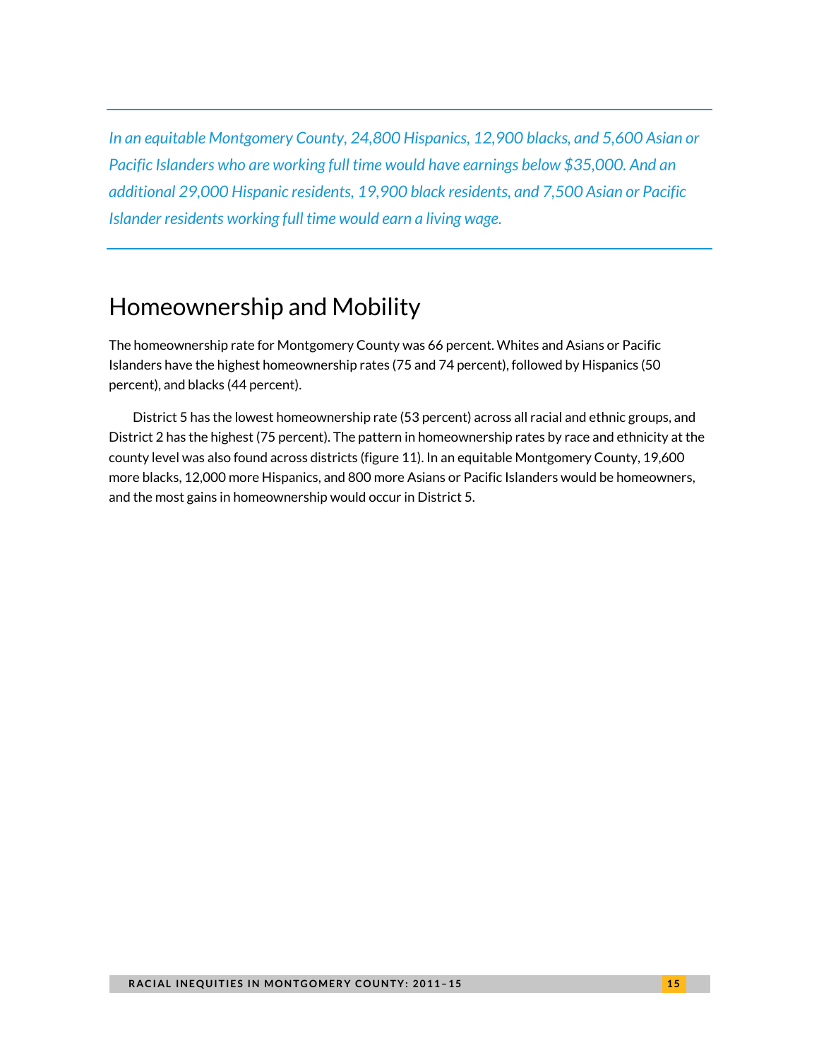*In an equitable Montgomery County, 24,800 Hispanics, 12,900 blacks, and 5,600 Asian or Pacific Islanders who are working full time would have earnings below $35,000. And an additional 29,000 Hispanic residents, 19,900 black residents, and 7,500 Asian or Pacific Islander residents working full time would earn a living wage.*

## Homeownership and Mobility

The homeownership rate for Montgomery County was 66 percent. Whites and Asians or Pacific Islanders have the highest homeownership rates (75 and 74 percent), followed by Hispanics (50 percent), and blacks (44 percent).

District 5 has the lowest homeownership rate (53 percent) across all racial and ethnic groups, and District 2 has the highest (75 percent). The pattern in homeownership rates by race and ethnicity at the county level was also found across districts (figure 11). In an equitable Montgomery County, 19,600 more blacks, 12,000 more Hispanics, and 800 more Asians or Pacific Islanders would be homeowners, and the most gains in homeownership would occur in District 5.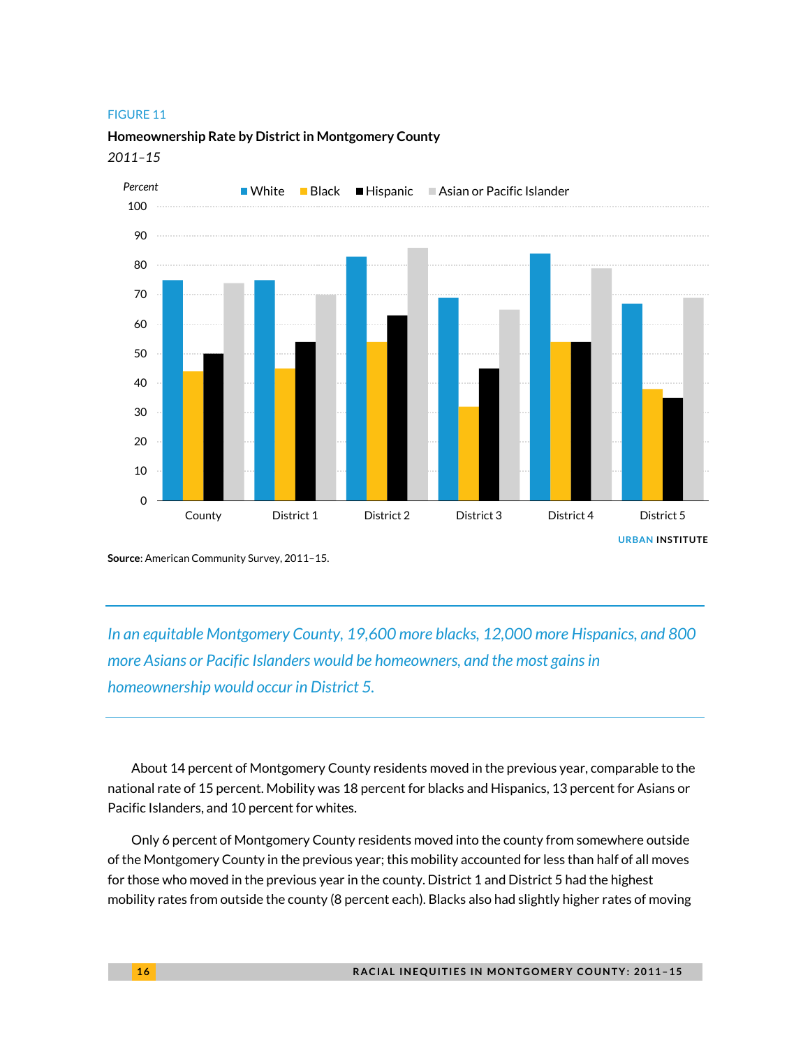FIGURE 11

**Homeownership Rate by District in Montgomery County**

*2011–15*

Percent

White | Black | Hispanic | Asian or Pacific Islander

URBAN INSTITUTE

**Source**: American Community Survey, 2011–15.

---

*In an equitable Montgomery County, 19,600 more blacks, 12,000 more Hispanics, and 800 more Asians or Pacific Islanders would be homeowners, and the most gains in homeownership would occur in District 5.*

---

About 14 percent of Montgomery County residents moved in the previous year, comparable to the national rate of 15 percent. Mobility was 18 percent for blacks and Hispanics, 13 percent for Asians or Pacific Islanders, and 10 percent for whites.

Only 6 percent of Montgomery County residents moved into the county from somewhere outside of the Montgomery County in the previous year; this mobility accounted for less than half of all moves for those who moved in the previous year in the county. District 1 and District 5 had the highest mobility rates from outside the county (8 percent each). Blacks also had slightly higher rates of moving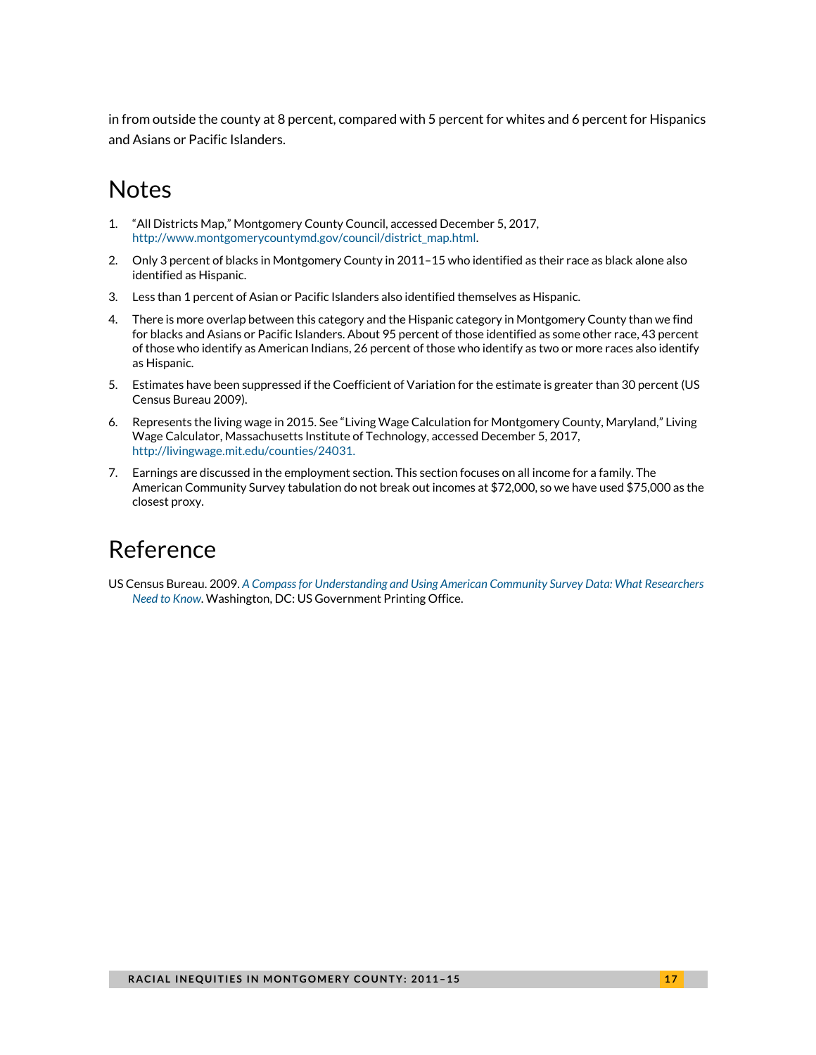in from outside the county at 8 percent, compared with 5 percent for whites and 6 percent for Hispanics and Asians or Pacific Islanders.

# Notes

1. "All Districts Map," Montgomery County Council, accessed December 5, 2017, http://www.montgomerycountymd.gov/council/district_map.html.
2. Only 3 percent of blacks in Montgomery County in 2011–15 who identified as their race as black alone also identified as Hispanic.
3. Less than 1 percent of Asian or Pacific Islanders also identified themselves as Hispanic.
4. There is more overlap between this category and the Hispanic category in Montgomery County than we find for blacks and Asians or Pacific Islanders. About 95 percent of those identified as some other race, 43 percent of those who identify as American Indians, 26 percent of those who identify as two or more races also identify as Hispanic.
5. Estimates have been suppressed if the Coefficient of Variation for the estimate is greater than 30 percent (US Census Bureau 2009).
6. Represents the living wage in 2015. See "Living Wage Calculation for Montgomery County, Maryland," Living Wage Calculator, Massachusetts Institute of Technology, accessed December 5, 2017, http://livingwage.mit.edu/counties/24031.
7. Earnings are discussed in the employment section. This section focuses on all income for a family. The American Community Survey tabulation do not break out incomes at $72,000, so we have used $75,000 as the closest proxy.

# Reference

US Census Bureau. 2009. *A Compass for Understanding and Using American Community Survey Data: What Researchers Need to Know*. Washington, DC: US Government Printing Office.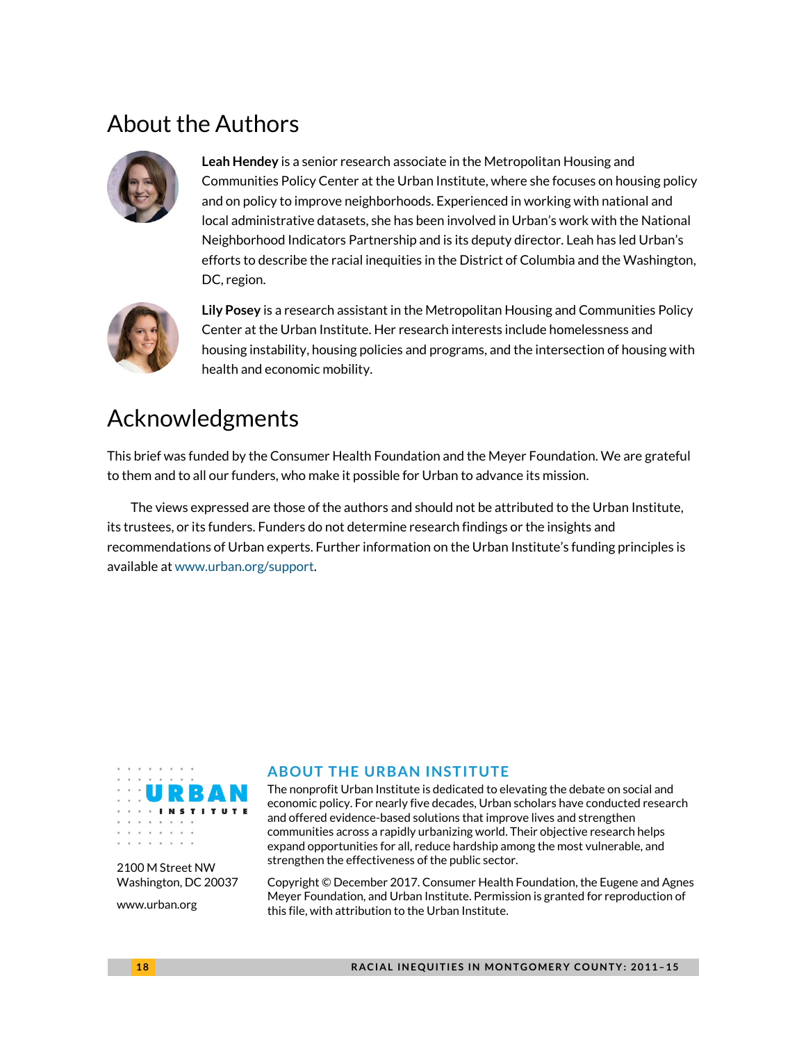## About the Authors

**Leah Hendey** is a senior research associate in the Metropolitan Housing and Communities Policy Center at the Urban Institute, where she focuses on housing policy and on policy to improve neighborhoods. Experienced in working with national and local administrative datasets, she has been involved in Urban's work with the National Neighborhood Indicators Partnership and is its deputy director. Leah has led Urban's efforts to describe the racial inequities in the District of Columbia and the Washington, DC, region.

**Lily Posey** is a research assistant in the Metropolitan Housing and Communities Policy Center at the Urban Institute. Her research interests include homelessness and housing instability, housing policies and programs, and the intersection of housing with health and economic mobility.

## Acknowledgments

This brief was funded by the Consumer Health Foundation and the Meyer Foundation. We are grateful to them and to all our funders, who make it possible for Urban to advance its mission.

The views expressed are those of the authors and should not be attributed to the Urban Institute, its trustees, or its funders. Funders do not determine research findings or the insights and recommendations of Urban experts. Further information on the Urban Institute's funding principles is available at www.urban.org/support.

URBAN INSTITUTE

2100 M Street NW
Washington, DC 20037

www.urban.org

### ABOUT THE URBAN INSTITUTE

The nonprofit Urban Institute is dedicated to elevating the debate on social and economic policy. For nearly five decades, Urban scholars have conducted research and offered evidence-based solutions that improve lives and strengthen communities across a rapidly urbanizing world. Their objective research helps expand opportunities for all, reduce hardship among the most vulnerable, and strengthen the effectiveness of the public sector.

Copyright © December 2017. Consumer Health Foundation, the Eugene and Agnes Meyer Foundation, and Urban Institute. Permission is granted for reproduction of this file, with attribution to the Urban Institute.